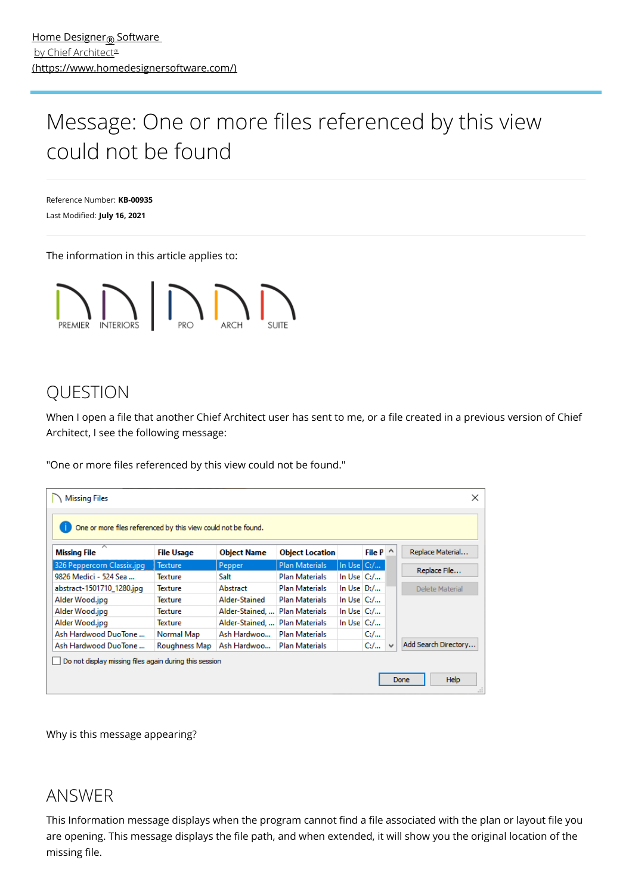Home Designer® Software by Chief Architect® (https://www.homedesignersoftware.com/)

# Message: One or more files referenced by this view could not be found

Reference Number: **KB-00935**
Last Modified: **July 16, 2021**

The information in this article applies to:

PREMIER INTERIORS PRO ARCH SUITE

## QUESTION

When I open a file that another Chief Architect user has sent to me, or a file created in a previous version of Chief Architect, I see the following message:

"One or more files referenced by this view could not be found."

Missing Files

One or more files referenced by this view could not be found.

| Missing File | File Usage | Object Name | Object Location | | File P |
|---|---|---|---|---|---|
| 326 Peppercorn Classix.jpg | Texture | Pepper | Plan Materials | In Use | C:/... |
| 9826 Medici - 524 Sea ... | Texture | Salt | Plan Materials | In Use | C:/... |
| abstract-1501710_1280.jpg | Texture | Abstract | Plan Materials | In Use | D:/... |
| Alder Wood.jpg | Texture | Alder-Stained | Plan Materials | In Use | C:/... |
| Alder Wood.jpg | Texture | Alder-Stained, ... | Plan Materials | In Use | C:/... |
| Alder Wood.jpg | Texture | Alder-Stained, ... | Plan Materials | In Use | C:/... |
| Ash Hardwood DuoTone ... | Normal Map | Ash Hardwoo... | Plan Materials | | C:/... |
| Ash Hardwood DuoTone ... | Roughness Map | Ash Hardwoo... | Plan Materials | | C:/... |

Replace Material... | Replace File... | Delete Material | Add Search Directory...

Do not display missing files again during this session

Done | Help

Why is this message appearing?

## ANSWER

This Information message displays when the program cannot find a file associated with the plan or layout file you are opening. This message displays the file path, and when extended, it will show you the original location of the missing file.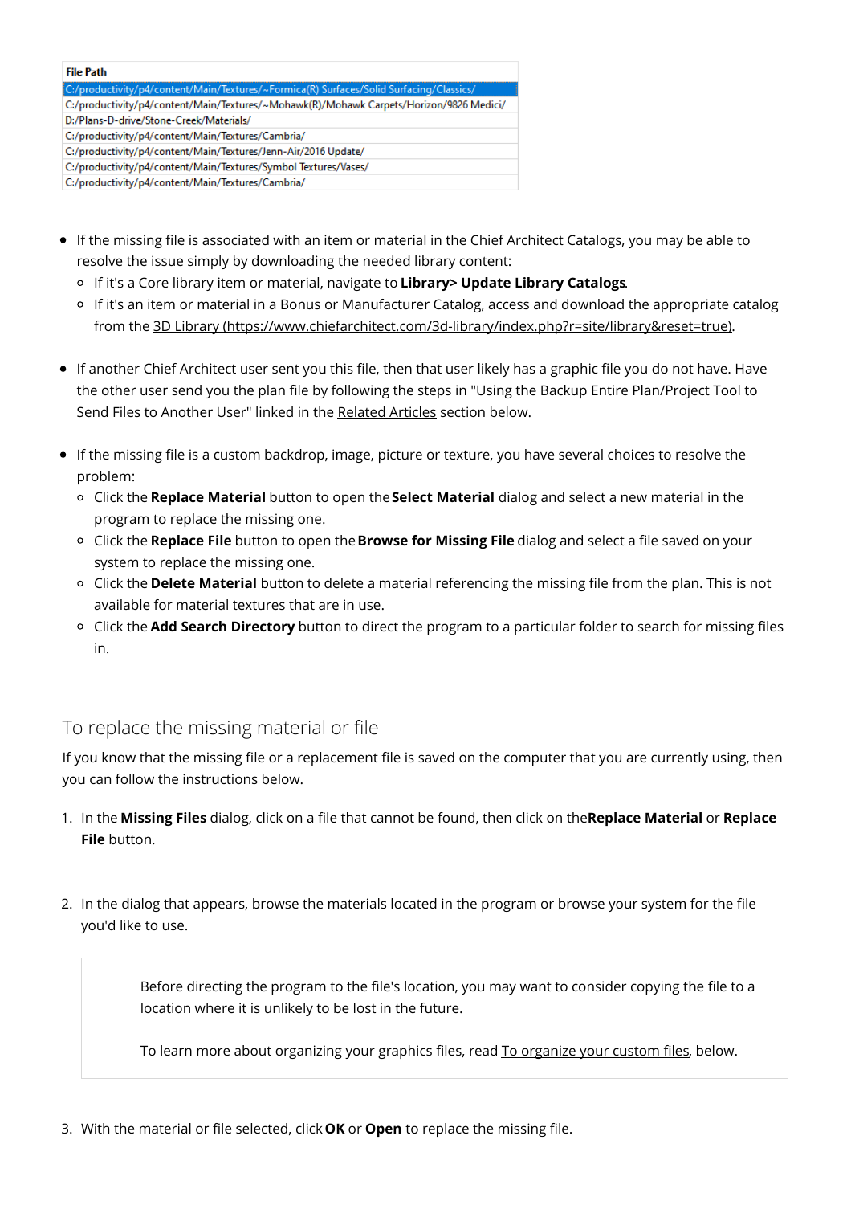| File Path |
| --- |
| C:/productivity/p4/content/Main/Textures/~Formica(R) Surfaces/Solid Surfacing/Classics/ |
| C:/productivity/p4/content/Main/Textures/~Mohawk(R)/Mohawk Carpets/Horizon/9826 Medici/ |
| D:/Plans-D-drive/Stone-Creek/Materials/ |
| C:/productivity/p4/content/Main/Textures/Cambria/ |
| C:/productivity/p4/content/Main/Textures/Jenn-Air/2016 Update/ |
| C:/productivity/p4/content/Main/Textures/Symbol Textures/Vases/ |
| C:/productivity/p4/content/Main/Textures/Cambria/ |

- If the missing file is associated with an item or material in the Chief Architect Catalogs, you may be able to resolve the issue simply by downloading the needed library content:
  - If it's a Core library item or material, navigate to **Library> Update Library Catalogs**.
  - If it's an item or material in a Bonus or Manufacturer Catalog, access and download the appropriate catalog from the 3D Library (https://www.chiefarchitect.com/3d-library/index.php?r=site/library&reset=true).

- If another Chief Architect user sent you this file, then that user likely has a graphic file you do not have. Have the other user send you the plan file by following the steps in "Using the Backup Entire Plan/Project Tool to Send Files to Another User" linked in the Related Articles section below.

- If the missing file is a custom backdrop, image, picture or texture, you have several choices to resolve the problem:
  - Click the **Replace Material** button to open the **Select Material** dialog and select a new material in the program to replace the missing one.
  - Click the **Replace File** button to open the **Browse for Missing File** dialog and select a file saved on your system to replace the missing one.
  - Click the **Delete Material** button to delete a material referencing the missing file from the plan. This is not available for material textures that are in use.
  - Click the **Add Search Directory** button to direct the program to a particular folder to search for missing files in.

## To replace the missing material or file

If you know that the missing file or a replacement file is saved on the computer that you are currently using, then you can follow the instructions below.

1. In the **Missing Files** dialog, click on a file that cannot be found, then click on the **Replace Material** or **Replace File** button.

2. In the dialog that appears, browse the materials located in the program or browse your system for the file you'd like to use.

   > Before directing the program to the file's location, you may want to consider copying the file to a location where it is unlikely to be lost in the future.
   >
   > To learn more about organizing your graphics files, read To organize your custom files, below.

3. With the material or file selected, click **OK** or **Open** to replace the missing file.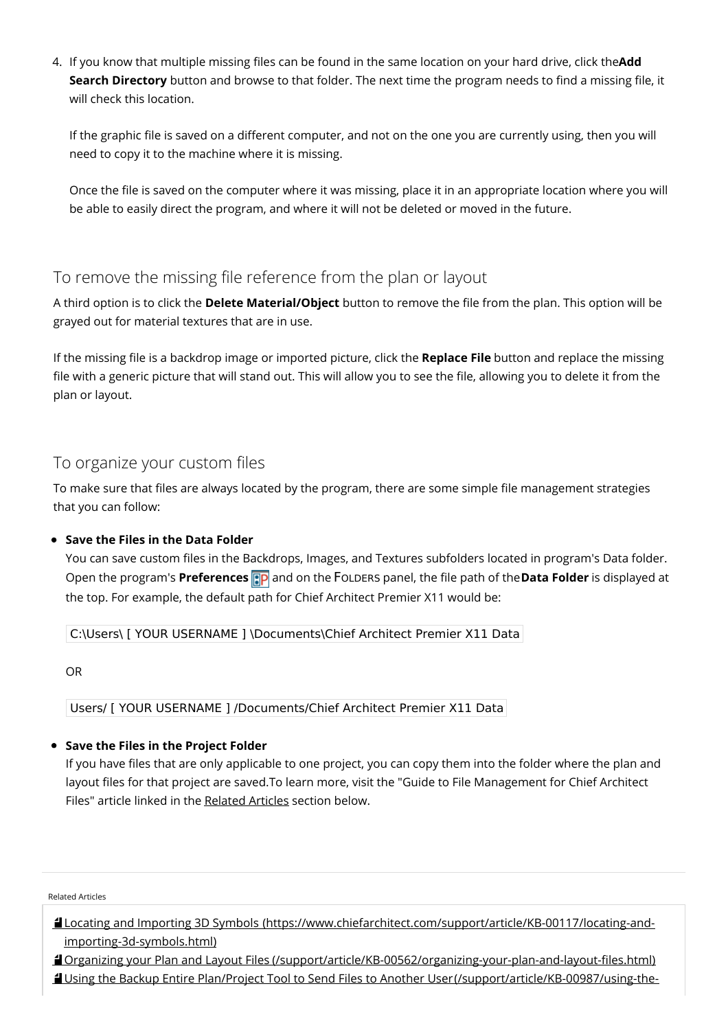4. If you know that multiple missing files can be found in the same location on your hard drive, click the **Add Search Directory** button and browse to that folder. The next time the program needs to find a missing file, it will check this location.

   If the graphic file is saved on a different computer, and not on the one you are currently using, then you will need to copy it to the machine where it is missing.

   Once the file is saved on the computer where it was missing, place it in an appropriate location where you will be able to easily direct the program, and where it will not be deleted or moved in the future.

## To remove the missing file reference from the plan or layout

A third option is to click the **Delete Material/Object** button to remove the file from the plan. This option will be grayed out for material textures that are in use.

If the missing file is a backdrop image or imported picture, click the **Replace File** button and replace the missing file with a generic picture that will stand out. This will allow you to see the file, allowing you to delete it from the plan or layout.

## To organize your custom files

To make sure that files are always located by the program, there are some simple file management strategies that you can follow:

- **Save the Files in the Data Folder**
  You can save custom files in the Backdrops, Images, and Textures subfolders located in program's Data folder. Open the program's **Preferences** and on the FOLDERS panel, the file path of the **Data Folder** is displayed at the top. For example, the default path for Chief Architect Premier X11 would be:

  ```
  C:\Users\ [ YOUR USERNAME ] \Documents\Chief Architect Premier X11 Data
  ```

  OR

  ```
  Users/ [ YOUR USERNAME ] /Documents/Chief Architect Premier X11 Data
  ```

- **Save the Files in the Project Folder**
  If you have files that are only applicable to one project, you can copy them into the folder where the plan and layout files for that project are saved.To learn more, visit the "Guide to File Management for Chief Architect Files" article linked in the Related Articles section below.

Related Articles

- Locating and Importing 3D Symbols (https://www.chiefarchitect.com/support/article/KB-00117/locating-and-importing-3d-symbols.html)
- Organizing your Plan and Layout Files (/support/article/KB-00562/organizing-your-plan-and-layout-files.html)
- Using the Backup Entire Plan/Project Tool to Send Files to Another User(/support/article/KB-00987/using-the-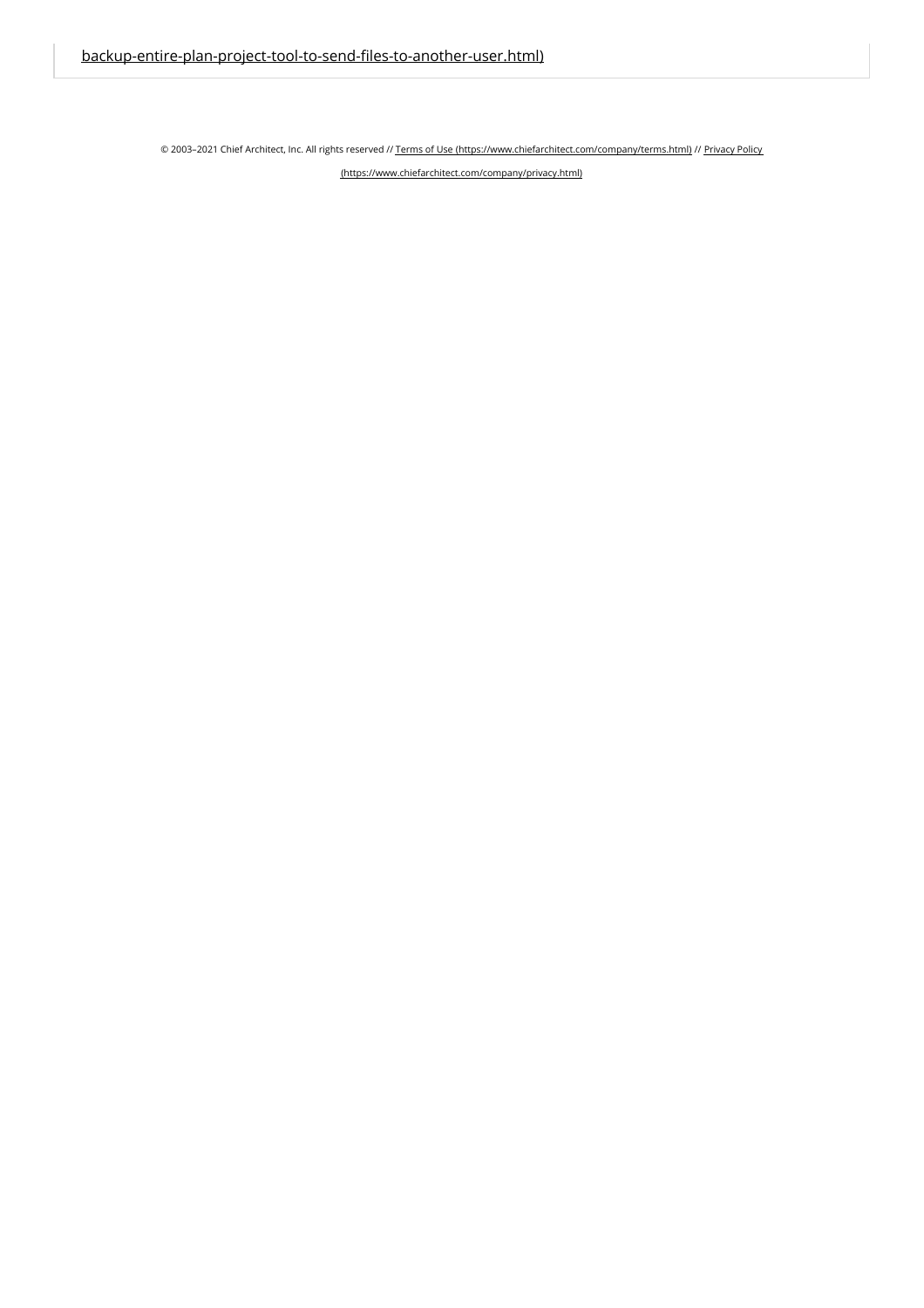backup-entire-plan-project-tool-to-send-files-to-another-user.html)

© 2003–2021 Chief Architect, Inc. All rights reserved // Terms of Use (https://www.chiefarchitect.com/company/terms.html) // Privacy Policy (https://www.chiefarchitect.com/company/privacy.html)